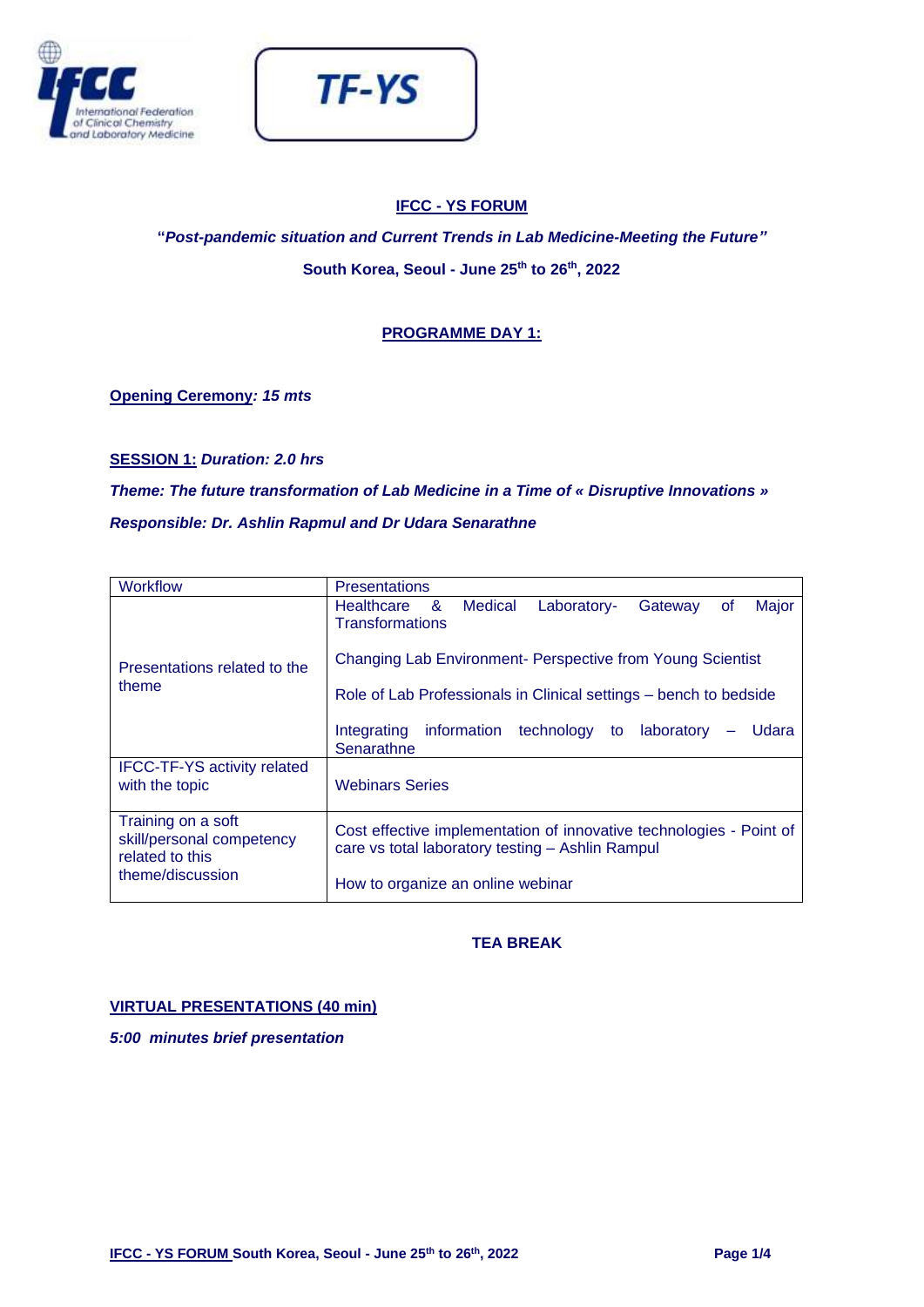TF-YS

## IFCC - YS FORUM

**"*Post-pandemic situation and Current Trends in Lab Medicine-Meeting the Future*"**

**South Korea, Seoul - June 25th to 26th, 2022**

## PROGRAMME DAY 1:

**Opening Ceremony*: 15 mts***

**SESSION 1:** ***Duration: 2.0 hrs***

***Theme: The future transformation of Lab Medicine in a Time of « Disruptive Innovations »***

***Responsible: Dr. Ashlin Rapmul and Dr Udara Senarathne***

| Workflow | Presentations |
|---|---|
| Presentations related to the theme | Healthcare & Medical Laboratory- Gateway of Major Transformations<br><br>Changing Lab Environment- Perspective from Young Scientist<br><br>Role of Lab Professionals in Clinical settings – bench to bedside<br><br>Integrating information technology to laboratory – Udara Senarathne |
| IFCC-TF-YS activity related with the topic | Webinars Series |
| Training on a soft skill/personal competency related to this theme/discussion | Cost effective implementation of innovative technologies - Point of care vs total laboratory testing – Ashlin Rampul<br><br>How to organize an online webinar |

**TEA BREAK**

**VIRTUAL PRESENTATIONS (40 min)**

***5:00 minutes brief presentation***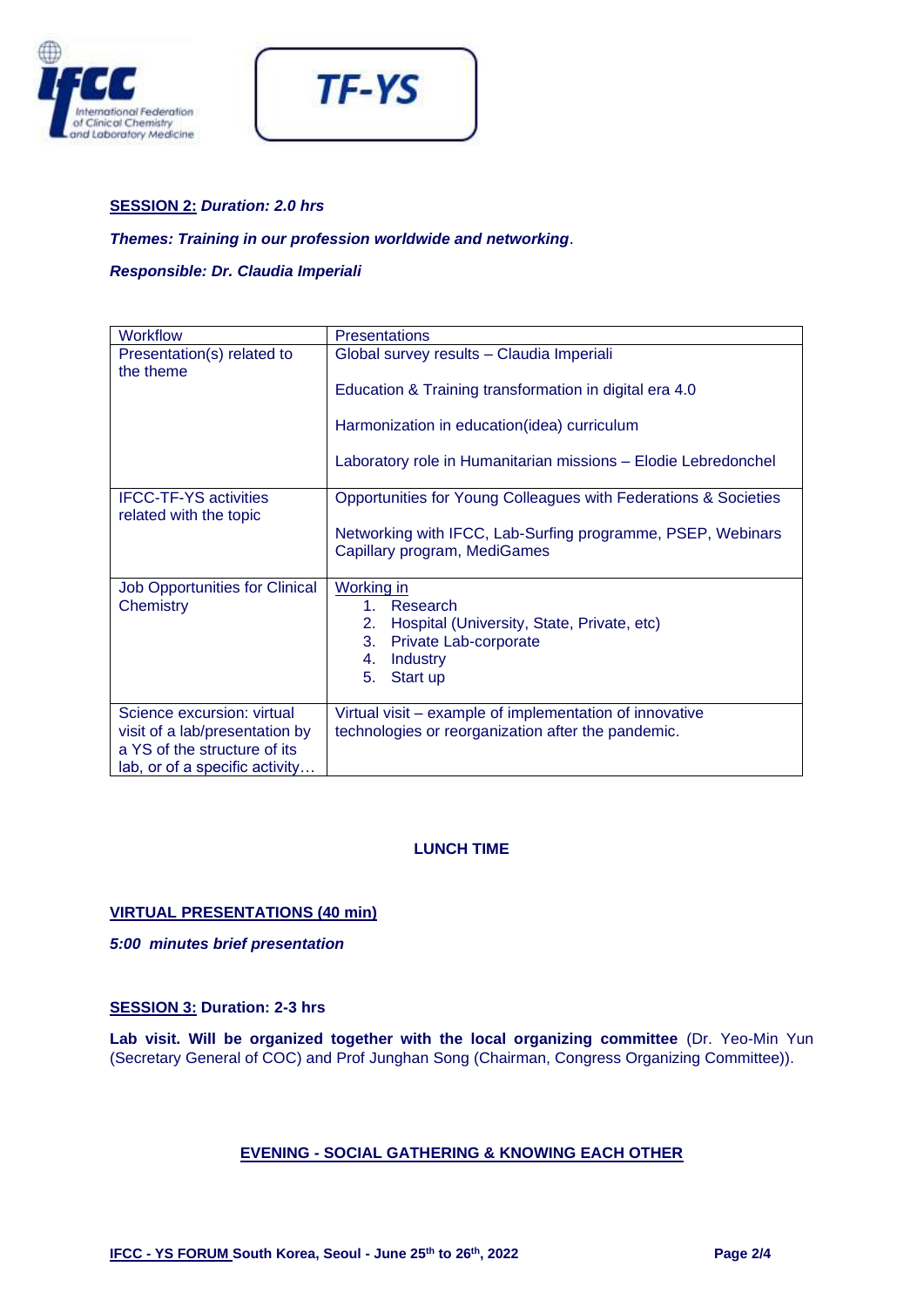**<u>SESSION 2:</u> *Duration: 2.0 hrs***

***Themes: Training in our profession worldwide and networking***.

***Responsible: Dr. Claudia Imperiali***

| Workflow | Presentations |
| --- | --- |
| Presentation(s) related to the theme | Global survey results – Claudia Imperiali<br><br>Education & Training transformation in digital era 4.0<br><br>Harmonization in education(idea) curriculum<br><br>Laboratory role in Humanitarian missions – Elodie Lebredonchel |
| IFCC-TF-YS activities related with the topic | Opportunities for Young Colleagues with Federations & Societies<br><br>Networking with IFCC, Lab-Surfing programme, PSEP, Webinars Capillary program, MediGames |
| Job Opportunities for Clinical Chemistry | <u>Working in</u><br>1. Research<br>2. Hospital (University, State, Private, etc)<br>3. Private Lab-corporate<br>4. Industry<br>5. Start up |
| Science excursion: virtual visit of a lab/presentation by a YS of the structure of its lab, or of a specific activity… | Virtual visit – example of implementation of innovative technologies or reorganization after the pandemic. |

**LUNCH TIME**

**<u>VIRTUAL PRESENTATIONS (40 min)</u>**

***5:00 minutes brief presentation***

**<u>SESSION 3:</u> Duration: 2-3 hrs**

**Lab visit. Will be organized together with the local organizing committee** (Dr. Yeo-Min Yun (Secretary General of COC) and Prof Junghan Song (Chairman, Congress Organizing Committee)).

**<u>EVENING - SOCIAL GATHERING & KNOWING EACH OTHER</u>**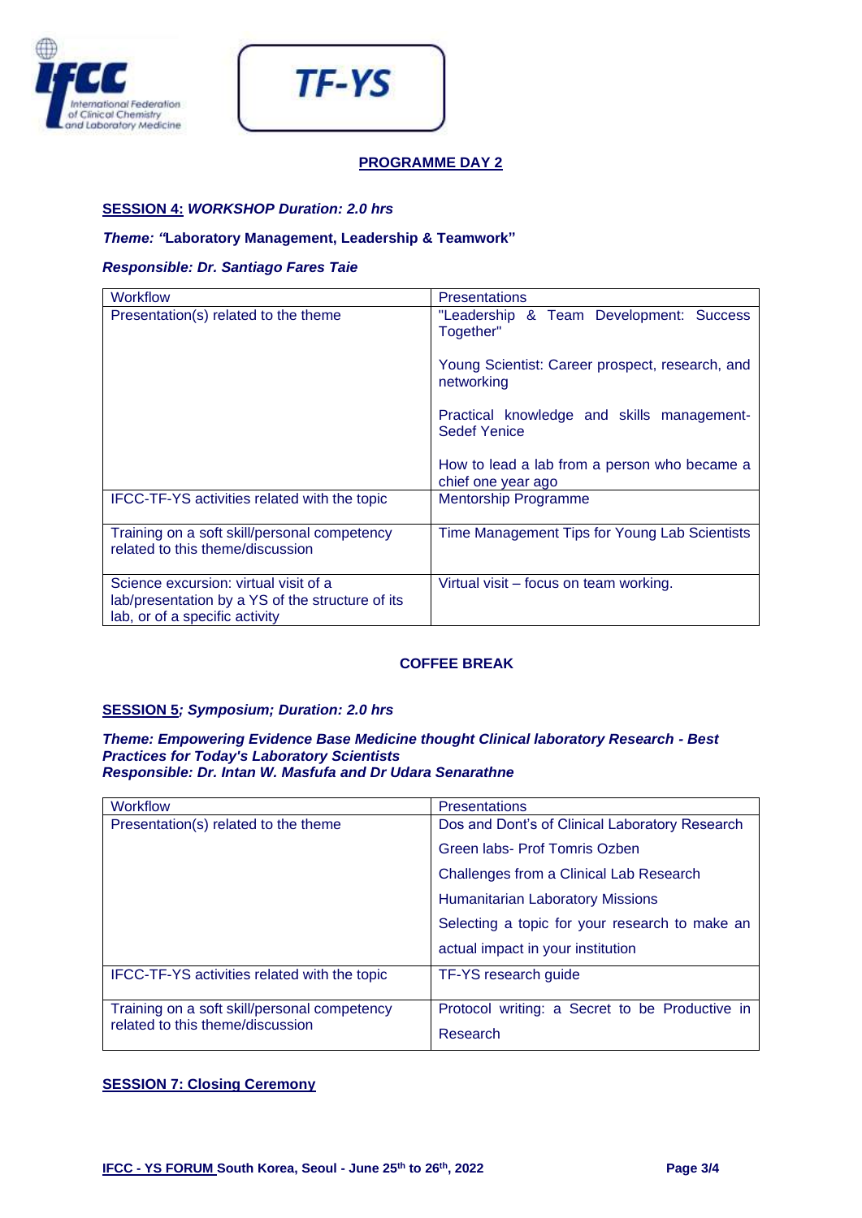## PROGRAMME DAY 2

**SESSION 4:** ***WORKSHOP Duration: 2.0 hrs***

***Theme: "*Laboratory Management, Leadership & Teamwork"**

***Responsible: Dr. Santiago Fares Taie***

| Workflow | Presentations |
|---|---|
| Presentation(s) related to the theme | "Leadership & Team Development: Success Together"<br><br>Young Scientist: Career prospect, research, and networking<br><br>Practical knowledge and skills management- Sedef Yenice<br><br>How to lead a lab from a person who became a chief one year ago |
| IFCC-TF-YS activities related with the topic | Mentorship Programme |
| Training on a soft skill/personal competency related to this theme/discussion | Time Management Tips for Young Lab Scientists |
| Science excursion: virtual visit of a lab/presentation by a YS of the structure of its lab, or of a specific activity | Virtual visit – focus on team working. |

**COFFEE BREAK**

**SESSION 5*; Symposium; Duration: 2.0 hrs***

***Theme: Empowering Evidence Base Medicine thought Clinical laboratory Research - Best Practices for Today's Laboratory Scientists***
***Responsible: Dr. Intan W. Masfufa and Dr Udara Senarathne***

| Workflow | Presentations |
|---|---|
| Presentation(s) related to the theme | Dos and Dont's of Clinical Laboratory Research<br>Green labs- Prof Tomris Ozben<br>Challenges from a Clinical Lab Research<br>Humanitarian Laboratory Missions<br>Selecting a topic for your research to make an actual impact in your institution |
| IFCC-TF-YS activities related with the topic | TF-YS research guide |
| Training on a soft skill/personal competency related to this theme/discussion | Protocol writing: a Secret to be Productive in Research |

**SESSION 7: Closing Ceremony**